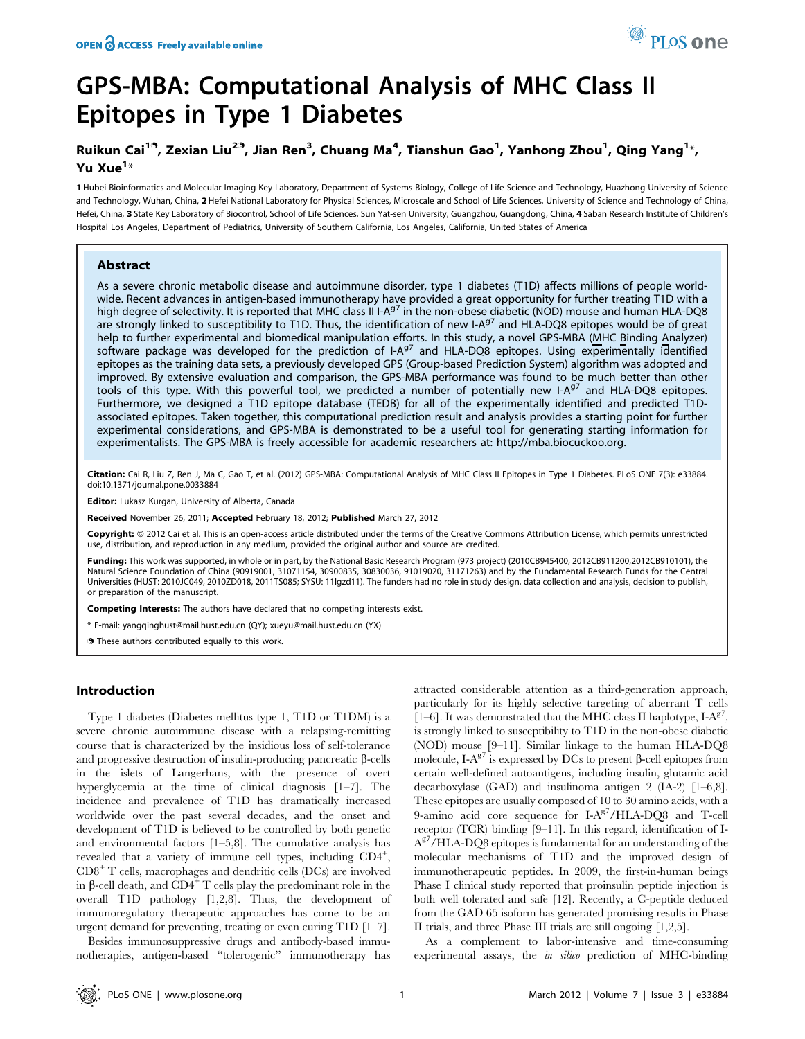# GPS-MBA: Computational Analysis of MHC Class II Epitopes in Type 1 Diabetes

Ruikun Cai[1], Zexian Liu[2], Jian Ren[3], Chuang Ma[4], Tianshun Gao[1], Yanhong Zhou[1], Qing Yang[1]*, Yu Xue[1]*

1 Hubei Bioinformatics and Molecular Imaging Key Laboratory, Department of Systems Biology, College of Life Science and Technology, Huazhong University of Science and Technology, Wuhan, China, 2 Hefei National Laboratory for Physical Sciences, Microscale and School of Life Sciences, University of Science and Technology of China, Hefei, China, 3 State Key Laboratory of Biocontrol, School of Life Sciences, Sun Yat-sen University, Guangzhou, Guangdong, China, 4 Saban Research Institute of Children's Hospital Los Angeles, Department of Pediatrics, University of Southern California, Los Angeles, California, United States of America

## Abstract

As a severe chronic metabolic disease and autoimmune disorder, type 1 diabetes (T1D) affects millions of people worldwide. Recent advances in antigen-based immunotherapy have provided a great opportunity for further treating T1D with a high degree of selectivity. It is reported that MHC class II I-A$^{g7}$ in the non-obese diabetic (NOD) mouse and human HLA-DQ8 are strongly linked to susceptibility to T1D. Thus, the identification of new I-A$^{g7}$ and HLA-DQ8 epitopes would be of great help to further experimental and biomedical manipulation efforts. In this study, a novel GPS-MBA (MHC Binding Analyzer) software package was developed for the prediction of I-A$^{g7}$ and HLA-DQ8 epitopes. Using experimentally identified epitopes as the training data sets, a previously developed GPS (Group-based Prediction System) algorithm was adopted and improved. By extensive evaluation and comparison, the GPS-MBA performance was found to be much better than other tools of this type. With this powerful tool, we predicted a number of potentially new I-A$^{g7}$ and HLA-DQ8 epitopes. Furthermore, we designed a T1D epitope database (TEDB) for all of the experimentally identified and predicted T1D-associated epitopes. Taken together, this computational prediction result and analysis provides a starting point for further experimental considerations, and GPS-MBA is demonstrated to be a useful tool for generating starting information for experimentalists. The GPS-MBA is freely accessible for academic researchers at: http://mba.biocuckoo.org.

**Citation:** Cai R, Liu Z, Ren J, Ma C, Gao T, et al. (2012) GPS-MBA: Computational Analysis of MHC Class II Epitopes in Type 1 Diabetes. PLoS ONE 7(3): e33884. doi:10.1371/journal.pone.0033884

**Editor:** Lukasz Kurgan, University of Alberta, Canada

**Received** November 26, 2011; **Accepted** February 18, 2012; **Published** March 27, 2012

**Copyright:** © 2012 Cai et al. This is an open-access article distributed under the terms of the Creative Commons Attribution License, which permits unrestricted use, distribution, and reproduction in any medium, provided the original author and source are credited.

**Funding:** This work was supported, in whole or in part, by the National Basic Research Program (973 project) (2010CB945400, 2012CB911200,2012CB910101), the Natural Science Foundation of China (90919001, 31071154, 30900835, 30830036, 91019020, 31171263) and by the Fundamental Research Funds for the Central Universities (HUST: 2010JC049, 2010ZD018, 2011TS085; SYSU: 11lgzd11). The funders had no role in study design, data collection and analysis, decision to publish, or preparation of the manuscript.

**Competing Interests:** The authors have declared that no competing interests exist.

\* E-mail: yangqinghust@mail.hust.edu.cn (QY); xueyu@mail.hust.edu.cn (YX)

These authors contributed equally to this work.

## Introduction

Type 1 diabetes (Diabetes mellitus type 1, T1D or T1DM) is a severe chronic autoimmune disease with a relapsing-remitting course that is characterized by the insidious loss of self-tolerance and progressive destruction of insulin-producing pancreatic β-cells in the islets of Langerhans, with the presence of overt hyperglycemia at the time of clinical diagnosis [1–7]. The incidence and prevalence of T1D has dramatically increased worldwide over the past several decades, and the onset and development of T1D is believed to be controlled by both genetic and environmental factors [1–5,8]. The cumulative analysis has revealed that a variety of immune cell types, including CD4$^+$, CD8$^+$ T cells, macrophages and dendritic cells (DCs) are involved in β-cell death, and CD4$^+$ T cells play the predominant role in the overall T1D pathology [1,2,8]. Thus, the development of immunoregulatory therapeutic approaches has come to be an urgent demand for preventing, treating or even curing T1D [1–7].

Besides immunosuppressive drugs and antibody-based immunotherapies, antigen-based "tolerogenic" immunotherapy has attracted considerable attention as a third-generation approach, particularly for its highly selective targeting of aberrant T cells [1–6]. It was demonstrated that the MHC class II haplotype, I-A$^{g7}$, is strongly linked to susceptibility to T1D in the non-obese diabetic (NOD) mouse [9–11]. Similar linkage to the human HLA-DQ8 molecule, I-A$^{g7}$ is expressed by DCs to present β-cell epitopes from certain well-defined autoantigens, including insulin, glutamic acid decarboxylase (GAD) and insulinoma antigen 2 (IA-2) [1–6,8]. These epitopes are usually composed of 10 to 30 amino acids, with a 9-amino acid core sequence for I-A$^{g7}$/HLA-DQ8 and T-cell receptor (TCR) binding [9–11]. In this regard, identification of I-A$^{g7}$/HLA-DQ8 epitopes is fundamental for an understanding of the molecular mechanisms of T1D and the improved design of immunotherapeutic peptides. In 2009, the first-in-human beings Phase I clinical study reported that proinsulin peptide injection is both well tolerated and safe [12]. Recently, a C-peptide deduced from the GAD 65 isoform has generated promising results in Phase II trials, and three Phase III trials are still ongoing [1,2,5].

As a complement to labor-intensive and time-consuming experimental assays, the *in silico* prediction of MHC-binding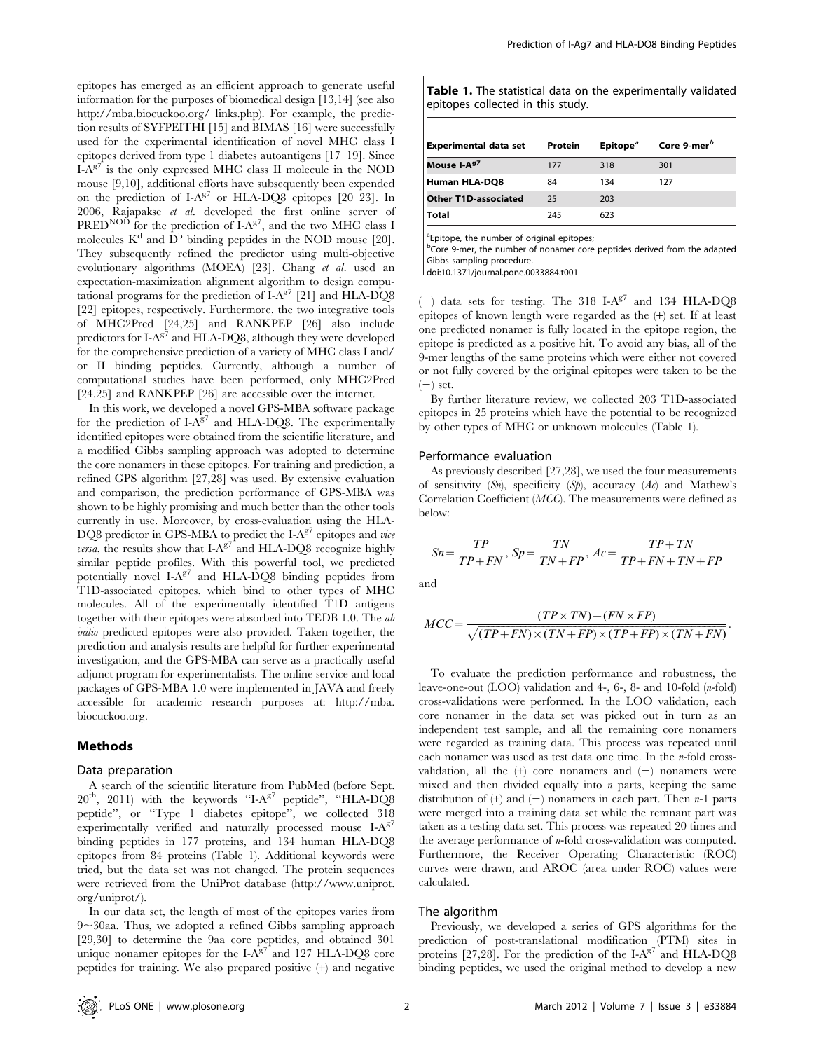epitopes has emerged as an efficient approach to generate useful information for the purposes of biomedical design [13,14] (see also http://mba.biocuckoo.org/ links.php). For example, the prediction results of SYFPEITHI [15] and BIMAS [16] were successfully used for the experimental identification of novel MHC class I epitopes derived from type 1 diabetes autoantigens [17–19]. Since I-A$^{g7}$ is the only expressed MHC class II molecule in the NOD mouse [9,10], additional efforts have subsequently been expended on the prediction of I-A$^{g7}$ or HLA-DQ8 epitopes [20–23]. In 2006, Rajapakse *et al.* developed the first online server of PRED$^{NOD}$ for the prediction of I-A$^{g7}$, and the two MHC class I molecules K$^{d}$ and D$^{b}$ binding peptides in the NOD mouse [20]. They subsequently refined the predictor using multi-objective evolutionary algorithms (MOEA) [23]. Chang *et al.* used an expectation-maximization alignment algorithm to design computational programs for the prediction of I-A$^{g7}$ [21] and HLA-DQ8 [22] epitopes, respectively. Furthermore, the two integrative tools of MHC2Pred [24,25] and RANKPEP [26] also include predictors for I-A$^{g7}$ and HLA-DQ8, although they were developed for the comprehensive prediction of a variety of MHC class I and/or II binding peptides. Currently, although a number of computational studies have been performed, only MHC2Pred [24,25] and RANKPEP [26] are accessible over the internet.

In this work, we developed a novel GPS-MBA software package for the prediction of I-A$^{g7}$ and HLA-DQ8. The experimentally identified epitopes were obtained from the scientific literature, and a modified Gibbs sampling approach was adopted to determine the core nonamers in these epitopes. For training and prediction, a refined GPS algorithm [27,28] was used. By extensive evaluation and comparison, the prediction performance of GPS-MBA was shown to be highly promising and much better than the other tools currently in use. Moreover, by cross-evaluation using the HLA-DQ8 predictor in GPS-MBA to predict the I-A$^{g7}$ epitopes and *vice versa*, the results show that I-A$^{g7}$ and HLA-DQ8 recognize highly similar peptide profiles. With this powerful tool, we predicted potentially novel I-A$^{g7}$ and HLA-DQ8 binding peptides from T1D-associated epitopes, which bind to other types of MHC molecules. All of the experimentally identified T1D antigens together with their epitopes were absorbed into TEDB 1.0. The *ab initio* predicted epitopes were also provided. Taken together, the prediction and analysis results are helpful for further experimental investigation, and the GPS-MBA can serve as a practically useful adjunct program for experimentalists. The online service and local packages of GPS-MBA 1.0 were implemented in JAVA and freely accessible for academic research purposes at: http://mba.biocuckoo.org.

## Methods

### Data preparation

A search of the scientific literature from PubMed (before Sept. 20$^{th}$, 2011) with the keywords "I-A$^{g7}$ peptide", "HLA-DQ8 peptide", or "Type 1 diabetes epitope", we collected 318 experimentally verified and naturally processed mouse I-A$^{g7}$ binding peptides in 177 proteins, and 134 human HLA-DQ8 epitopes from 84 proteins (Table 1). Additional keywords were tried, but the data set was not changed. The protein sequences were retrieved from the UniProt database (http://www.uniprot.org/uniprot/).

In our data set, the length of most of the epitopes varies from 9~30aa. Thus, we adopted a refined Gibbs sampling approach [29,30] to determine the 9aa core peptides, and obtained 301 unique nonamer epitopes for the I-A$^{g7}$ and 127 HLA-DQ8 core peptides for training. We also prepared positive (+) and negative (−) data sets for testing. The 318 I-A$^{g7}$ and 134 HLA-DQ8 epitopes of known length were regarded as the (+) set. If at least one predicted nonamer is fully located in the epitope region, the epitope is predicted as a positive hit. To avoid any bias, all of the 9-mer lengths of the same proteins which were either not covered or not fully covered by the original epitopes were taken to be the (−) set.

**Table 1.** The statistical data on the experimentally validated epitopes collected in this study.

| Experimental data set | Protein | Epitope[a] | Core 9-mer[b] |
|---|---|---|---|
| **Mouse I-A$^{g7}$** | 177 | 318 | 301 |
| **Human HLA-DQ8** | 84 | 134 | 127 |
| **Other T1D-associated** | 25 | 203 | |
| **Total** | 245 | 623 | |

[a]Epitope, the number of original epitopes;
[b]Core 9-mer, the number of nonamer core peptides derived from the adapted Gibbs sampling procedure.
doi:10.1371/journal.pone.0033884.t001

By further literature review, we collected 203 T1D-associated epitopes in 25 proteins which have the potential to be recognized by other types of MHC or unknown molecules (Table 1).

### Performance evaluation

As previously described [27,28], we used the four measurements of sensitivity (*Sn*), specificity (*Sp*), accuracy (*Ac*) and Mathew's Correlation Coefficient (*MCC*). The measurements were defined as below:

$$Sn = \frac{TP}{TP+FN},\ Sp = \frac{TN}{TN+FP},\ Ac = \frac{TP+TN}{TP+FN+TN+FP}$$

and

$$MCC = \frac{(TP\times TN)-(FN\times FP)}{\sqrt{(TP+FN)\times(TN+FP)\times(TP+FP)\times(TN+FN)}}.$$

To evaluate the prediction performance and robustness, the leave-one-out (LOO) validation and 4-, 6-, 8- and 10-fold (*n*-fold) cross-validations were performed. In the LOO validation, each core nonamer in the data set was picked out in turn as an independent test sample, and all the remaining core nonamers were regarded as training data. This process was repeated until each nonamer was used as test data one time. In the *n*-fold cross-validation, all the (+) core nonamers and (−) nonamers were mixed and then divided equally into *n* parts, keeping the same distribution of (+) and (−) nonamers in each part. Then *n*-1 parts were merged into a training data set while the remnant part was taken as a testing data set. This process was repeated 20 times and the average performance of *n*-fold cross-validation was computed. Furthermore, the Receiver Operating Characteristic (ROC) curves were drawn, and AROC (area under ROC) values were calculated.

### The algorithm

Previously, we developed a series of GPS algorithms for the prediction of post-translational modification (PTM) sites in proteins [27,28]. For the prediction of the I-A$^{g7}$ and HLA-DQ8 binding peptides, we used the original method to develop a new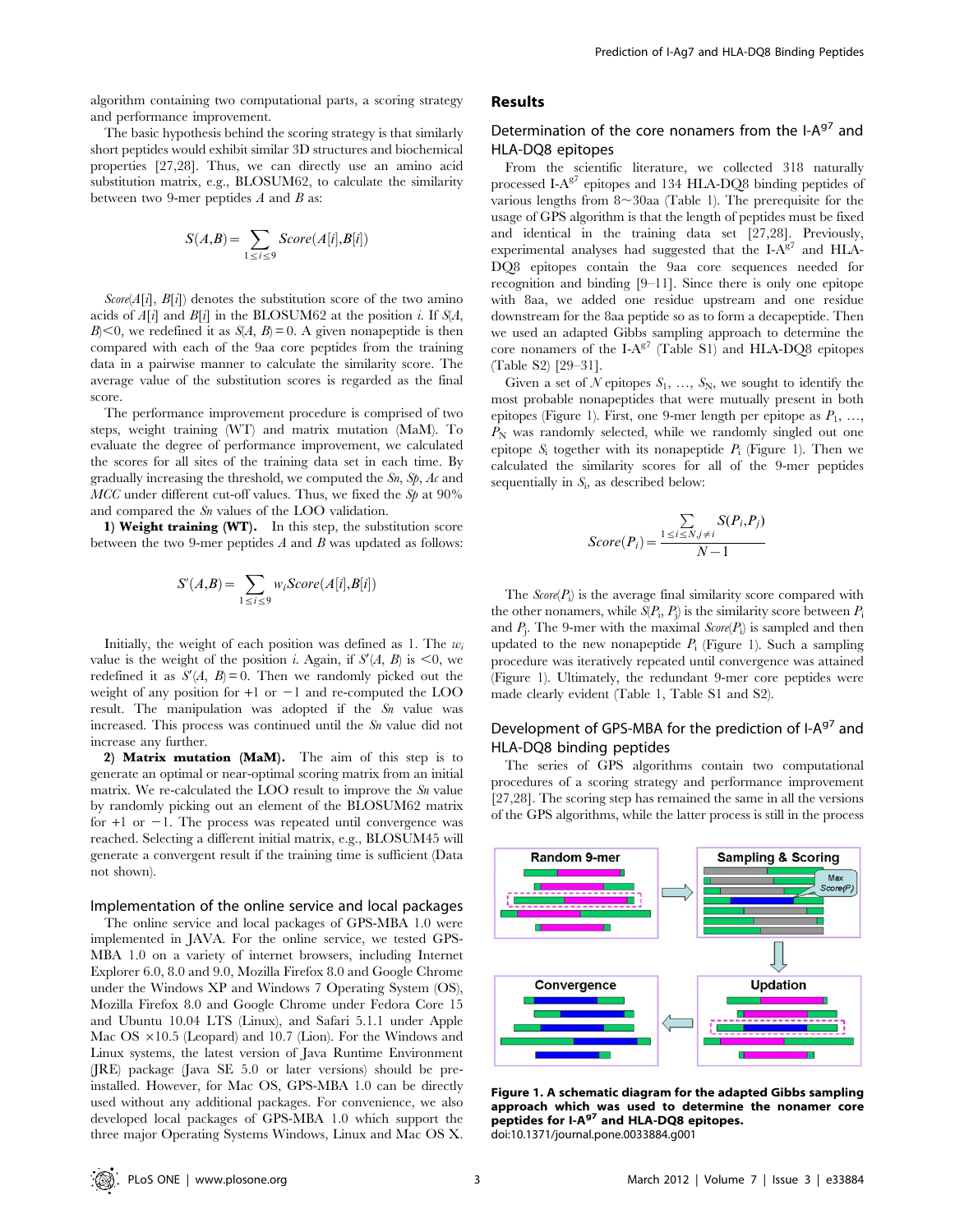algorithm containing two computational parts, a scoring strategy and performance improvement.

The basic hypothesis behind the scoring strategy is that similarly short peptides would exhibit similar 3D structures and biochemical properties [27,28]. Thus, we can directly use an amino acid substitution matrix, e.g., BLOSUM62, to calculate the similarity between two 9-mer peptides $A$ and $B$ as:

$$S(A,B) = \sum_{1 \le i \le 9} Score(A[i], B[i])$$

$Score(A[i], B[i])$ denotes the substitution score of the two amino acids of $A[i]$ and $B[i]$ in the BLOSUM62 at the position $i$. If $S(A, B) < 0$, we redefined it as $S(A, B) = 0$. A given nonapeptide is then compared with each of the 9aa core peptides from the training data in a pairwise manner to calculate the similarity score. The average value of the substitution scores is regarded as the final score.

The performance improvement procedure is comprised of two steps, weight training (WT) and matrix mutation (MaM). To evaluate the degree of performance improvement, we calculated the scores for all sites of the training data set in each time. By gradually increasing the threshold, we computed the *Sn*, *Sp*, *Ac* and *MCC* under different cut-off values. Thus, we fixed the *Sp* at 90% and compared the *Sn* values of the LOO validation.

**1) Weight training (WT).** In this step, the substitution score between the two 9-mer peptides $A$ and $B$ was updated as follows:

$$S'(A,B) = \sum_{1 \le i \le 9} w_i Score(A[i], B[i])$$

Initially, the weight of each position was defined as 1. The $w_i$ value is the weight of the position $i$. Again, if $S'(A, B)$ is $<0$, we redefined it as $S'(A, B) = 0$. Then we randomly picked out the weight of any position for +1 or −1 and re-computed the LOO result. The manipulation was adopted if the *Sn* value was increased. This process was continued until the *Sn* value did not increase any further.

**2) Matrix mutation (MaM).** The aim of this step is to generate an optimal or near-optimal scoring matrix from an initial matrix. We re-calculated the LOO result to improve the *Sn* value by randomly picking out an element of the BLOSUM62 matrix for +1 or −1. The process was repeated until convergence was reached. Selecting a different initial matrix, e.g., BLOSUM45 will generate a convergent result if the training time is sufficient (Data not shown).

### Implementation of the online service and local packages

The online service and local packages of GPS-MBA 1.0 were implemented in JAVA. For the online service, we tested GPS-MBA 1.0 on a variety of internet browsers, including Internet Explorer 6.0, 8.0 and 9.0, Mozilla Firefox 8.0 and Google Chrome under the Windows XP and Windows 7 Operating System (OS), Mozilla Firefox 8.0 and Google Chrome under Fedora Core 15 and Ubuntu 10.04 LTS (Linux), and Safari 5.1.1 under Apple Mac OS ×10.5 (Leopard) and 10.7 (Lion). For the Windows and Linux systems, the latest version of Java Runtime Environment (JRE) package (Java SE 5.0 or later versions) should be pre-installed. However, for Mac OS, GPS-MBA 1.0 can be directly used without any additional packages. For convenience, we also developed local packages of GPS-MBA 1.0 which support the three major Operating Systems Windows, Linux and Mac OS X.

## Results

### Determination of the core nonamers from the I-A$^{g7}$ and HLA-DQ8 epitopes

From the scientific literature, we collected 318 naturally processed I-A$^{g7}$ epitopes and 134 HLA-DQ8 binding peptides of various lengths from 8~30aa (Table 1). The prerequisite for the usage of GPS algorithm is that the length of peptides must be fixed and identical in the training data set [27,28]. Previously, experimental analyses had suggested that the I-A$^{g7}$ and HLA-DQ8 epitopes contain the 9aa core sequences needed for recognition and binding [9–11]. Since there is only one epitope with 8aa, we added one residue upstream and one residue downstream for the 8aa peptide so as to form a decapeptide. Then we used an adapted Gibbs sampling approach to determine the core nonamers of the I-A$^{g7}$ (Table S1) and HLA-DQ8 epitopes (Table S2) [29–31].

Given a set of $N$ epitopes $S_1$, …, $S_N$, we sought to identify the most probable nonapeptides that were mutually present in both epitopes (Figure 1). First, one 9-mer length per epitope as $P_1$, …, $P_N$ was randomly selected, while we randomly singled out one epitope $S_i$ together with its nonapeptide $P_i$ (Figure 1). Then we calculated the similarity scores for all of the 9-mer peptides sequentially in $S_i$, as described below:

$$Score(P_i) = \frac{\sum_{1 \le i \le N, j \ne i} S(P_i, P_j)}{N-1}$$

The $Score(P_i)$ is the average final similarity score compared with the other nonamers, while $S(P_i, P_j)$ is the similarity score between $P_i$ and $P_j$. The 9-mer with the maximal $Score(P_i)$ is sampled and then updated to the new nonapeptide $P_i$ (Figure 1). Such a sampling procedure was iteratively repeated until convergence was attained (Figure 1). Ultimately, the redundant 9-mer core peptides were made clearly evident (Table 1, Table S1 and S2).

### Development of GPS-MBA for the prediction of I-A$^{g7}$ and HLA-DQ8 binding peptides

The series of GPS algorithms contain two computational procedures of a scoring strategy and performance improvement [27,28]. The scoring step has remained the same in all the versions of the GPS algorithms, while the latter process is still in the process

**Figure 1. A schematic diagram for the adapted Gibbs sampling approach which was used to determine the nonamer core peptides for I-A$^{g7}$ and HLA-DQ8 epitopes.**
doi:10.1371/journal.pone.0033884.g001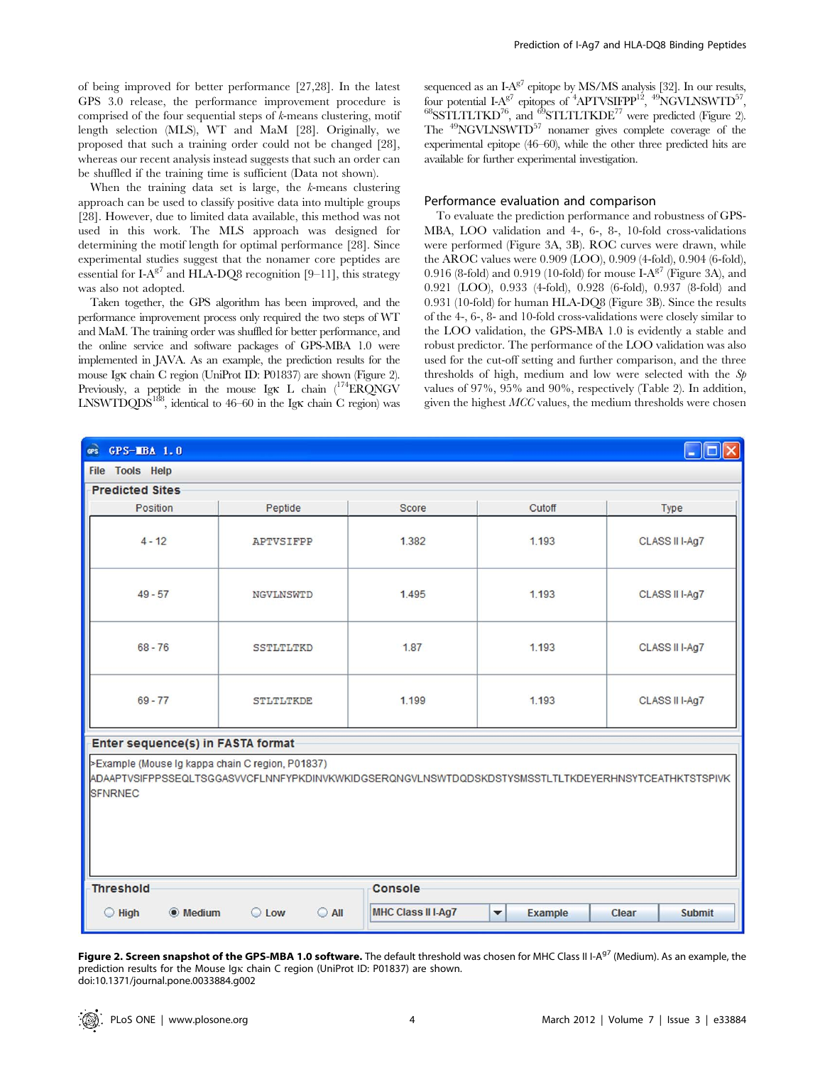of being improved for better performance [27,28]. In the latest GPS 3.0 release, the performance improvement procedure is comprised of the four sequential steps of *k*-means clustering, motif length selection (MLS), WT and MaM [28]. Originally, we proposed that such a training order could not be changed [28], whereas our recent analysis instead suggests that such an order can be shuffled if the training time is sufficient (Data not shown).

When the training data set is large, the *k*-means clustering approach can be used to classify positive data into multiple groups [28]. However, due to limited data available, this method was not used in this work. The MLS approach was designed for determining the motif length for optimal performance [28]. Since experimental studies suggest that the nonamer core peptides are essential for I-A$^{g7}$ and HLA-DQ8 recognition [9–11], this strategy was also not adopted.

Taken together, the GPS algorithm has been improved, and the performance improvement process only required the two steps of WT and MaM. The training order was shuffled for better performance, and the online service and software packages of GPS-MBA 1.0 were implemented in JAVA. As an example, the prediction results for the mouse Igκ chain C region (UniProt ID: P01837) are shown (Figure 2). Previously, a peptide in the mouse Igκ L chain ($^{174}$ERQNGV LNSWTDQDS$^{188}$, identical to 46–60 in the Igκ chain C region) was sequenced as an I-A$^{g7}$ epitope by MS/MS analysis [32]. In our results, four potential I-A$^{g7}$ epitopes of $^{4}$APTVSIFPP$^{12}$, $^{49}$NGVLNSWTD$^{57}$, $^{68}$SSTLTLTKD$^{76}$, and $^{69}$STLTLTKDE$^{77}$ were predicted (Figure 2). The $^{49}$NGVLNSWTD$^{57}$ nonamer gives complete coverage of the experimental epitope (46–60), while the other three predicted hits are available for further experimental investigation.

## Performance evaluation and comparison

To evaluate the prediction performance and robustness of GPS-MBA, LOO validation and 4-, 6-, 8-, 10-fold cross-validations were performed (Figure 3A, 3B). ROC curves were drawn, while the AROC values were 0.909 (LOO), 0.909 (4-fold), 0.904 (6-fold), 0.916 (8-fold) and 0.919 (10-fold) for mouse I-A$^{g7}$ (Figure 3A), and 0.921 (LOO), 0.933 (4-fold), 0.928 (6-fold), 0.937 (8-fold) and 0.931 (10-fold) for human HLA-DQ8 (Figure 3B). Since the results of the 4-, 6-, 8- and 10-fold cross-validations were closely similar to the LOO validation, the GPS-MBA 1.0 is evidently a stable and robust predictor. The performance of the LOO validation was also used for the cut-off setting and further comparison, and the three thresholds of high, medium and low were selected with the *Sp* values of 97%, 95% and 90%, respectively (Table 2). In addition, given the highest *MCC* values, the medium thresholds were chosen

| Position | Peptide | Score | Cutoff | Type |
|---|---|---|---|---|
| 4 - 12 | APTVSIFPP | 1.382 | 1.193 | CLASS II I-Ag7 |
| 49 - 57 | NGVLNSWTD | 1.495 | 1.193 | CLASS II I-Ag7 |
| 68 - 76 | SSTLTLTKD | 1.87 | 1.193 | CLASS II I-Ag7 |
| 69 - 77 | STLTLTKDE | 1.199 | 1.193 | CLASS II I-Ag7 |

Enter sequence(s) in FASTA format

```
>Example (Mouse Ig kappa chain C region, P01837)
ADAAPTVSIFPPSSEQLTSGGASVVCFLNNFYPKDINVKWKIDGSERQNGVLNSWTDQDSKDSTYSMSSTLTLTKDEYERHNSYTCEATHKTSTSPIVK
SFNRNEC
```

Threshold: High / Medium (selected) / Low / All — Console: MHC Class II I-Ag7 — Example — Clear — Submit

**Figure 2. Screen snapshot of the GPS-MBA 1.0 software.** The default threshold was chosen for MHC Class II I-A$^{g7}$ (Medium). As an example, the prediction results for the Mouse Igκ chain C region (UniProt ID: P01837) are shown.
doi:10.1371/journal.pone.0033884.g002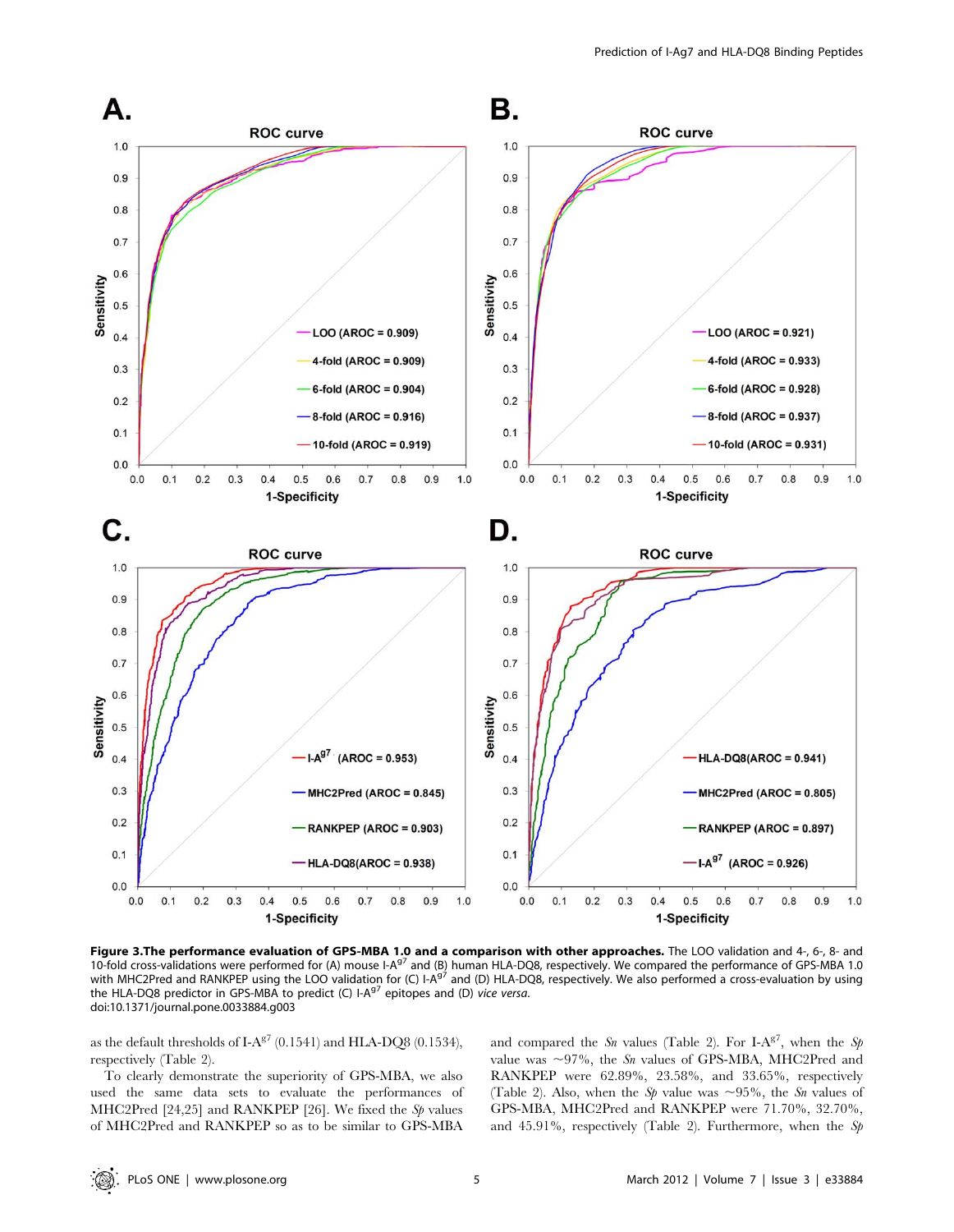**Figure 3.The performance evaluation of GPS-MBA 1.0 and a comparison with other approaches.** The LOO validation and 4-, 6-, 8- and 10-fold cross-validations were performed for (A) mouse I-A$^{g7}$ and (B) human HLA-DQ8, respectively. We compared the performance of GPS-MBA 1.0 with MHC2Pred and RANKPEP using the LOO validation for (C) I-A$^{g7}$ and (D) HLA-DQ8, respectively. We also performed a cross-evaluation by using the HLA-DQ8 predictor in GPS-MBA to predict (C) I-A$^{g7}$ epitopes and (D) *vice versa*.
doi:10.1371/journal.pone.0033884.g003

as the default thresholds of I-A$^{g7}$ (0.1541) and HLA-DQ8 (0.1534), respectively (Table 2).

To clearly demonstrate the superiority of GPS-MBA, we also used the same data sets to evaluate the performances of MHC2Pred [24,25] and RANKPEP [26]. We fixed the *Sp* values of MHC2Pred and RANKPEP so as to be similar to GPS-MBA and compared the *Sn* values (Table 2). For I-A$^{g7}$, when the *Sp* value was ~97%, the *Sn* values of GPS-MBA, MHC2Pred and RANKPEP were 62.89%, 23.58%, and 33.65%, respectively (Table 2). Also, when the *Sp* value was ~95%, the *Sn* values of GPS-MBA, MHC2Pred and RANKPEP were 71.70%, 32.70%, and 45.91%, respectively (Table 2). Furthermore, when the *Sp*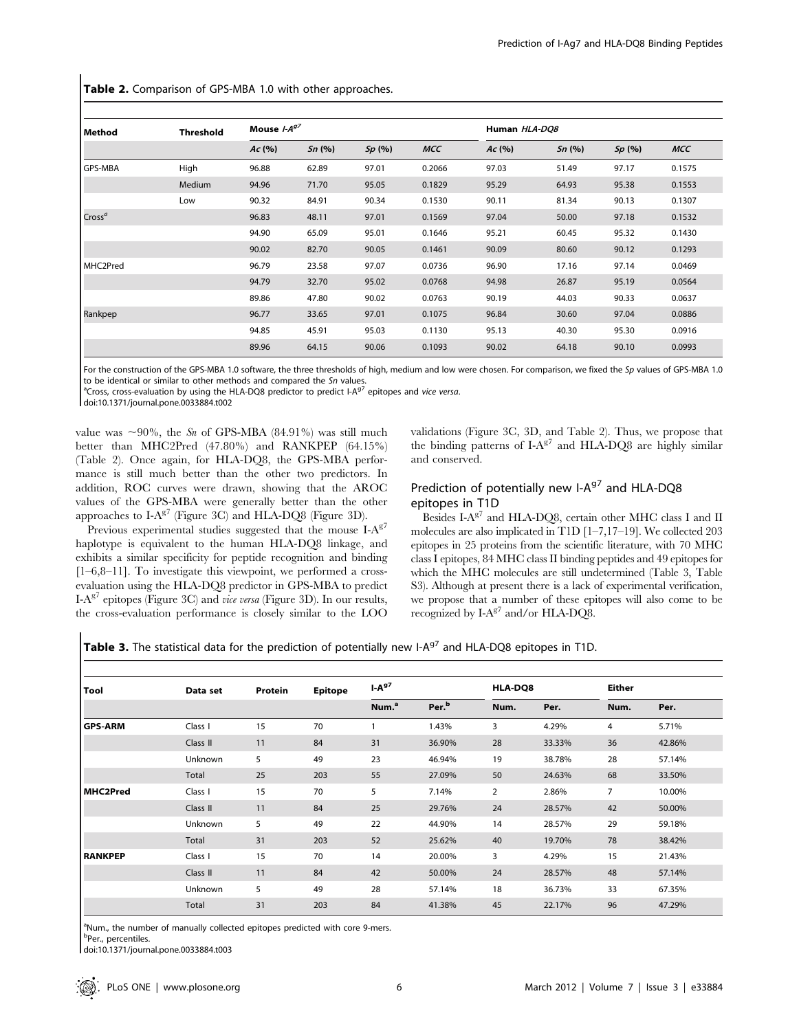**Table 2.** Comparison of GPS-MBA 1.0 with other approaches.

| Method | Threshold | Mouse *I-A$^{g7}$* | | | | Human *HLA-DQ8* | | | |
|---|---|---|---|---|---|---|---|---|---|
| | | *Ac* (%) | *Sn* (%) | *Sp* (%) | *MCC* | *Ac* (%) | *Sn* (%) | *Sp* (%) | *MCC* |
| GPS-MBA | High | 96.88 | 62.89 | 97.01 | 0.2066 | 97.03 | 51.49 | 97.17 | 0.1575 |
| | Medium | 94.96 | 71.70 | 95.05 | 0.1829 | 95.29 | 64.93 | 95.38 | 0.1553 |
| | Low | 90.32 | 84.91 | 90.34 | 0.1530 | 90.11 | 81.34 | 90.13 | 0.1307 |
| Cross[a] | | 96.83 | 48.11 | 97.01 | 0.1569 | 97.04 | 50.00 | 97.18 | 0.1532 |
| | | 94.90 | 65.09 | 95.01 | 0.1646 | 95.21 | 60.45 | 95.32 | 0.1430 |
| | | 90.02 | 82.70 | 90.05 | 0.1461 | 90.09 | 80.60 | 90.12 | 0.1293 |
| MHC2Pred | | 96.79 | 23.58 | 97.07 | 0.0736 | 96.90 | 17.16 | 97.14 | 0.0469 |
| | | 94.79 | 32.70 | 95.02 | 0.0768 | 94.98 | 26.87 | 95.19 | 0.0564 |
| | | 89.86 | 47.80 | 90.02 | 0.0763 | 90.19 | 44.03 | 90.33 | 0.0637 |
| Rankpep | | 96.77 | 33.65 | 97.01 | 0.1075 | 96.84 | 30.60 | 97.04 | 0.0886 |
| | | 94.85 | 45.91 | 95.03 | 0.1130 | 95.13 | 40.30 | 95.30 | 0.0916 |
| | | 89.96 | 64.15 | 90.06 | 0.1093 | 90.02 | 64.18 | 90.10 | 0.0993 |

For the construction of the GPS-MBA 1.0 software, the three thresholds of high, medium and low were chosen. For comparison, we fixed the *Sp* values of GPS-MBA 1.0 to be identical or similar to other methods and compared the *Sn* values.

[a]Cross, cross-evaluation by using the HLA-DQ8 predictor to predict I-A$^{g7}$ epitopes and *vice versa*.

doi:10.1371/journal.pone.0033884.t002

value was ~90%, the *Sn* of GPS-MBA (84.91%) was still much better than MHC2Pred (47.80%) and RANKPEP (64.15%) (Table 2). Once again, for HLA-DQ8, the GPS-MBA performance is still much better than the other two predictors. In addition, ROC curves were drawn, showing that the AROC values of the GPS-MBA were generally better than the other approaches to I-A$^{g7}$ (Figure 3C) and HLA-DQ8 (Figure 3D).

Previous experimental studies suggested that the mouse I-A$^{g7}$ haplotype is equivalent to the human HLA-DQ8 linkage, and exhibits a similar specificity for peptide recognition and binding [1–6,8–11]. To investigate this viewpoint, we performed a cross-evaluation using the HLA-DQ8 predictor in GPS-MBA to predict I-A$^{g7}$ epitopes (Figure 3C) and *vice versa* (Figure 3D). In our results, the cross-evaluation performance is closely similar to the LOO validations (Figure 3C, 3D, and Table 2). Thus, we propose that the binding patterns of I-A$^{g7}$ and HLA-DQ8 are highly similar and conserved.

## Prediction of potentially new I-A$^{g7}$ and HLA-DQ8 epitopes in T1D

Besides I-A$^{g7}$ and HLA-DQ8, certain other MHC class I and II molecules are also implicated in T1D [1–7,17–19]. We collected 203 epitopes in 25 proteins from the scientific literature, with 70 MHC class I epitopes, 84 MHC class II binding peptides and 49 epitopes for which the MHC molecules are still undetermined (Table 3, Table S3). Although at present there is a lack of experimental verification, we propose that a number of these epitopes will also come to be recognized by I-A$^{g7}$ and/or HLA-DQ8.

**Table 3.** The statistical data for the prediction of potentially new I-A$^{g7}$ and HLA-DQ8 epitopes in T1D.

| Tool | Data set | Protein | Epitope | I-A$^{g7}$ | | HLA-DQ8 | | Either | |
|---|---|---|---|---|---|---|---|---|---|
| | | | | Num.[a] | Per.[b] | Num. | Per. | Num. | Per. |
| **GPS-ARM** | Class I | 15 | 70 | 1 | 1.43% | 3 | 4.29% | 4 | 5.71% |
| | Class II | 11 | 84 | 31 | 36.90% | 28 | 33.33% | 36 | 42.86% |
| | Unknown | 5 | 49 | 23 | 46.94% | 19 | 38.78% | 28 | 57.14% |
| | Total | 25 | 203 | 55 | 27.09% | 50 | 24.63% | 68 | 33.50% |
| **MHC2Pred** | Class I | 15 | 70 | 5 | 7.14% | 2 | 2.86% | 7 | 10.00% |
| | Class II | 11 | 84 | 25 | 29.76% | 24 | 28.57% | 42 | 50.00% |
| | Unknown | 5 | 49 | 22 | 44.90% | 14 | 28.57% | 29 | 59.18% |
| | Total | 31 | 203 | 52 | 25.62% | 40 | 19.70% | 78 | 38.42% |
| **RANKPEP** | Class I | 15 | 70 | 14 | 20.00% | 3 | 4.29% | 15 | 21.43% |
| | Class II | 11 | 84 | 42 | 50.00% | 24 | 28.57% | 48 | 57.14% |
| | Unknown | 5 | 49 | 28 | 57.14% | 18 | 36.73% | 33 | 67.35% |
| | Total | 31 | 203 | 84 | 41.38% | 45 | 22.17% | 96 | 47.29% |

[a]Num., the number of manually collected epitopes predicted with core 9-mers.

[b]Per., percentiles.

doi:10.1371/journal.pone.0033884.t003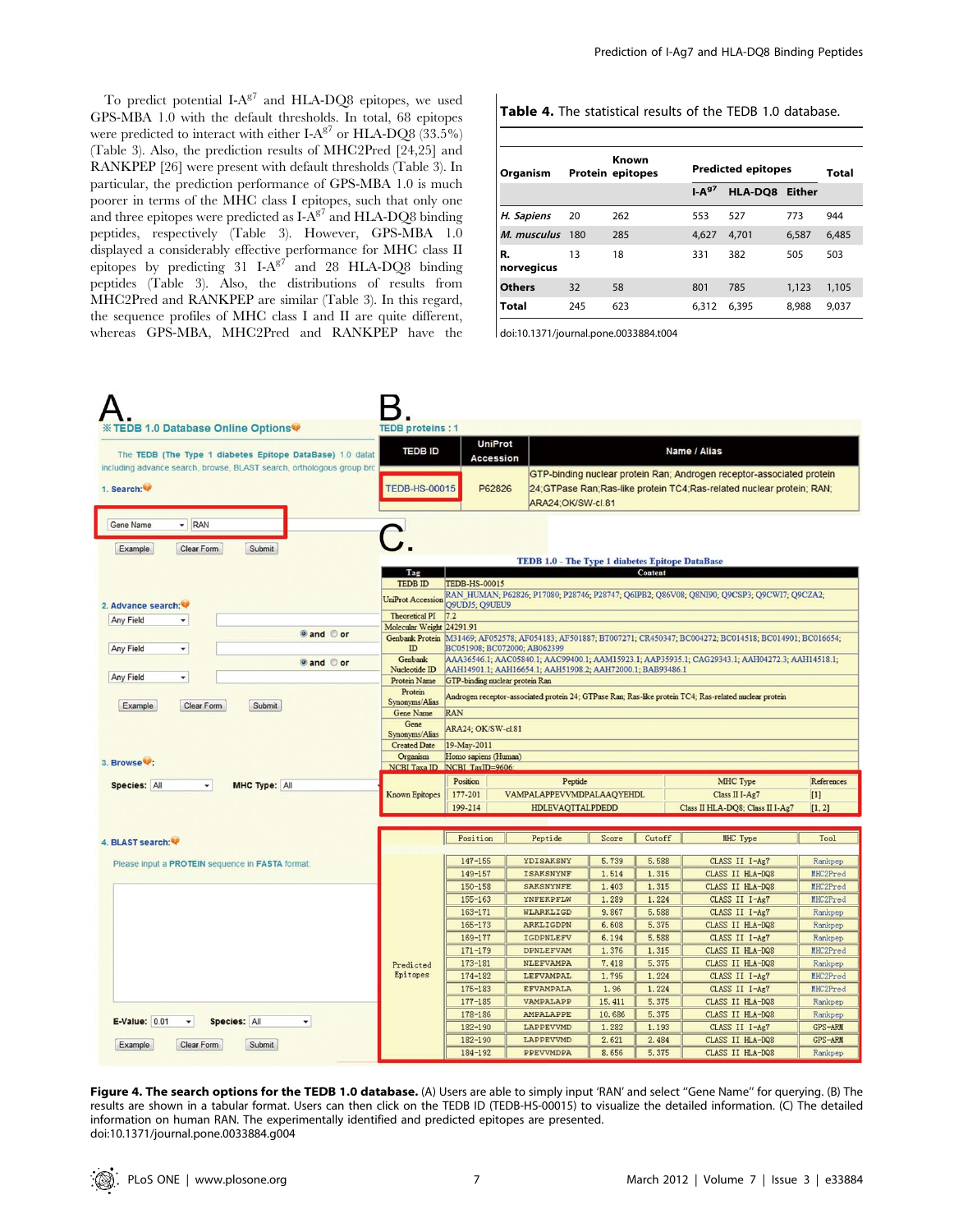To predict potential I-A$^{g7}$ and HLA-DQ8 epitopes, we used GPS-MBA 1.0 with the default thresholds. In total, 68 epitopes were predicted to interact with either I-A$^{g7}$ or HLA-DQ8 (33.5%) (Table 3). Also, the prediction results of MHC2Pred [24,25] and RANKPEP [26] were present with default thresholds (Table 3). In particular, the prediction performance of GPS-MBA 1.0 is much poorer in terms of the MHC class I epitopes, such that only one and three epitopes were predicted as I-A$^{g7}$ and HLA-DQ8 binding peptides, respectively (Table 3). However, GPS-MBA 1.0 displayed a considerably effective performance for MHC class II epitopes by predicting 31 I-A$^{g7}$ and 28 HLA-DQ8 binding peptides (Table 3). Also, the distributions of results from MHC2Pred and RANKPEP are similar (Table 3). In this regard, the sequence profiles of MHC class I and II are quite different, whereas GPS-MBA, MHC2Pred and RANKPEP have the

**Table 4.** The statistical results of the TEDB 1.0 database.

| Organism | Protein | Known epitopes | Predicted epitopes | | | Total |
|---|---|---|---|---|---|---|
| | | | I-A$^{g7}$ | HLA-DQ8 | Either | |
| *H. Sapiens* | 20 | 262 | 553 | 527 | 773 | 944 |
| *M. musculus* | 180 | 285 | 4,627 | 4,701 | 6,587 | 6,485 |
| R. norvegicus | 13 | 18 | 331 | 382 | 505 | 503 |
| Others | 32 | 58 | 801 | 785 | 1,123 | 1,105 |
| Total | 245 | 623 | 6,312 | 6,395 | 8,988 | 9,037 |

doi:10.1371/journal.pone.0033884.t004

**Figure 4. The search options for the TEDB 1.0 database.** (A) Users are able to simply input 'RAN' and select "Gene Name" for querying. (B) The results are shown in a tabular format. Users can then click on the TEDB ID (TEDB-HS-00015) to visualize the detailed information. (C) The detailed information on human RAN. The experimentally identified and predicted epitopes are presented.
doi:10.1371/journal.pone.0033884.g004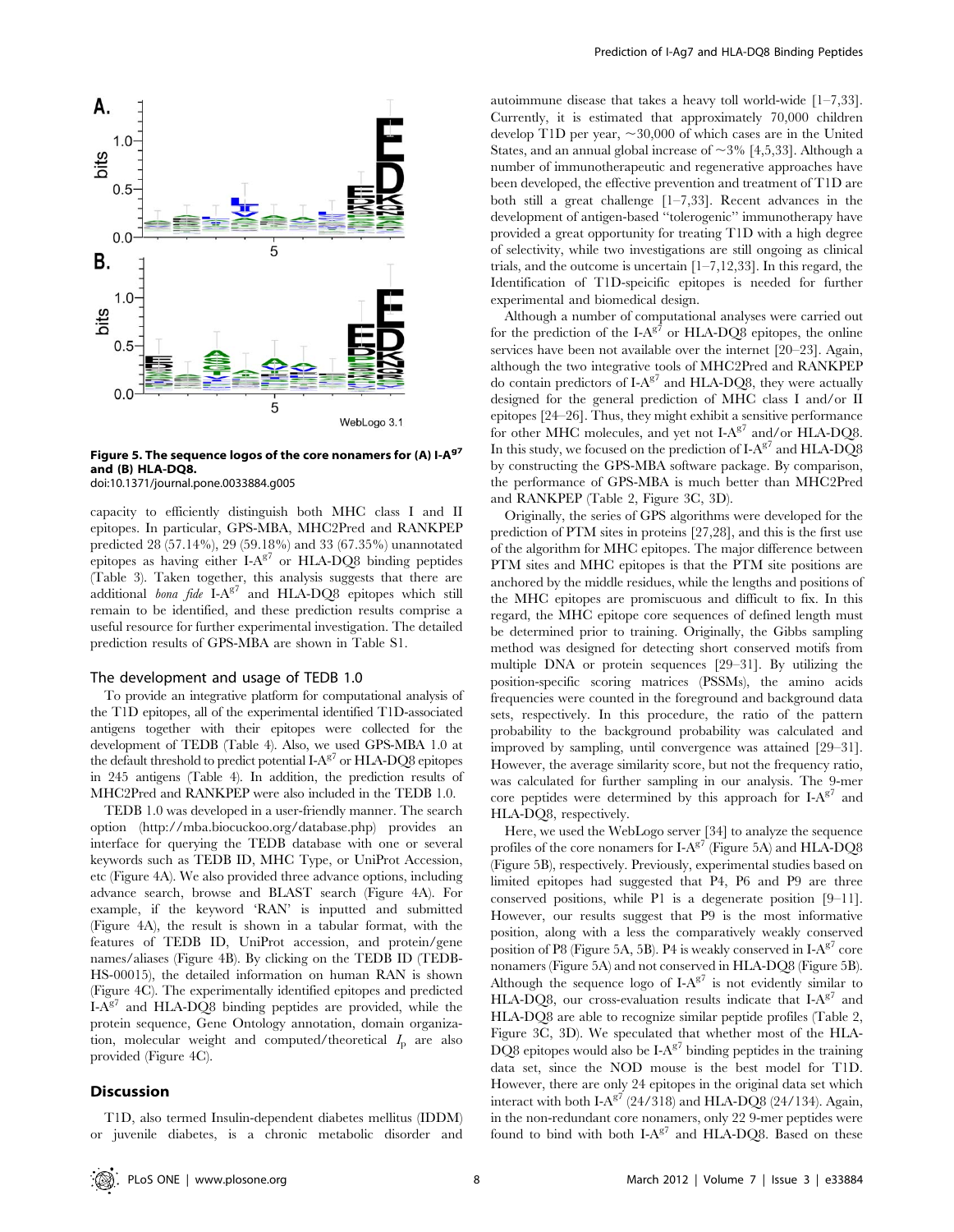Figure 5. The sequence logos of the core nonamers for (A) I-A$^{g7}$ and (B) HLA-DQ8.
doi:10.1371/journal.pone.0033884.g005

capacity to efficiently distinguish both MHC class I and II epitopes. In particular, GPS-MBA, MHC2Pred and RANKPEP predicted 28 (57.14%), 29 (59.18%) and 33 (67.35%) unannotated epitopes as having either I-A$^{g7}$ or HLA-DQ8 binding peptides (Table 3). Taken together, this analysis suggests that there are additional *bona fide* I-A$^{g7}$ and HLA-DQ8 epitopes which still remain to be identified, and these prediction results comprise a useful resource for further experimental investigation. The detailed prediction results of GPS-MBA are shown in Table S1.

## The development and usage of TEDB 1.0

To provide an integrative platform for computational analysis of the T1D epitopes, all of the experimental identified T1D-associated antigens together with their epitopes were collected for the development of TEDB (Table 4). Also, we used GPS-MBA 1.0 at the default threshold to predict potential I-A$^{g7}$ or HLA-DQ8 epitopes in 245 antigens (Table 4). In addition, the prediction results of MHC2Pred and RANKPEP were also included in the TEDB 1.0.

TEDB 1.0 was developed in a user-friendly manner. The search option (http://mba.biocuckoo.org/database.php) provides an interface for querying the TEDB database with one or several keywords such as TEDB ID, MHC Type, or UniProt Accession, etc (Figure 4A). We also provided three advance options, including advance search, browse and BLAST search (Figure 4A). For example, if the keyword 'RAN' is inputted and submitted (Figure 4A), the result is shown in a tabular format, with the features of TEDB ID, UniProt accession, and protein/gene names/aliases (Figure 4B). By clicking on the TEDB ID (TEDB-HS-00015), the detailed information on human RAN is shown (Figure 4C). The experimentally identified epitopes and predicted I-A$^{g7}$ and HLA-DQ8 binding peptides are provided, while the protein sequence, Gene Ontology annotation, domain organization, molecular weight and computed/theoretical $I_p$ are also provided (Figure 4C).

## Discussion

T1D, also termed Insulin-dependent diabetes mellitus (IDDM) or juvenile diabetes, is a chronic metabolic disorder and autoimmune disease that takes a heavy toll world-wide [1–7,33]. Currently, it is estimated that approximately 70,000 children develop T1D per year, ~30,000 of which cases are in the United States, and an annual global increase of ~3% [4,5,33]. Although a number of immunotherapeutic and regenerative approaches have been developed, the effective prevention and treatment of T1D are both still a great challenge [1–7,33]. Recent advances in the development of antigen-based "tolerogenic" immunotherapy have provided a great opportunity for treating T1D with a high degree of selectivity, while two investigations are still ongoing as clinical trials, and the outcome is uncertain [1–7,12,33]. In this regard, the Identification of T1D-speicific epitopes is needed for further experimental and biomedical design.

Although a number of computational analyses were carried out for the prediction of the I-A$^{g7}$ or HLA-DQ8 epitopes, the online services have been not available over the internet [20–23]. Again, although the two integrative tools of MHC2Pred and RANKPEP do contain predictors of I-A$^{g7}$ and HLA-DQ8, they were actually designed for the general prediction of MHC class I and/or II epitopes [24–26]. Thus, they might exhibit a sensitive performance for other MHC molecules, and yet not I-A$^{g7}$ and/or HLA-DQ8. In this study, we focused on the prediction of I-A$^{g7}$ and HLA-DQ8 by constructing the GPS-MBA software package. By comparison, the performance of GPS-MBA is much better than MHC2Pred and RANKPEP (Table 2, Figure 3C, 3D).

Originally, the series of GPS algorithms were developed for the prediction of PTM sites in proteins [27,28], and this is the first use of the algorithm for MHC epitopes. The major difference between PTM sites and MHC epitopes is that the PTM site positions are anchored by the middle residues, while the lengths and positions of the MHC epitopes are promiscuous and difficult to fix. In this regard, the MHC epitope core sequences of defined length must be determined prior to training. Originally, the Gibbs sampling method was designed for detecting short conserved motifs from multiple DNA or protein sequences [29–31]. By utilizing the position-specific scoring matrices (PSSMs), the amino acids frequencies were counted in the foreground and background data sets, respectively. In this procedure, the ratio of the pattern probability to the background probability was calculated and improved by sampling, until convergence was attained [29–31]. However, the average similarity score, but not the frequency ratio, was calculated for further sampling in our analysis. The 9-mer core peptides were determined by this approach for I-A$^{g7}$ and HLA-DQ8, respectively.

Here, we used the WebLogo server [34] to analyze the sequence profiles of the core nonamers for I-A$^{g7}$ (Figure 5A) and HLA-DQ8 (Figure 5B), respectively. Previously, experimental studies based on limited epitopes had suggested that P4, P6 and P9 are three conserved positions, while P1 is a degenerate position [9–11]. However, our results suggest that P9 is the most informative position, along with a less the comparatively weakly conserved position of P8 (Figure 5A, 5B). P4 is weakly conserved in I-A$^{g7}$ core nonamers (Figure 5A) and not conserved in HLA-DQ8 (Figure 5B). Although the sequence logo of I-A$^{g7}$ is not evidently similar to HLA-DQ8, our cross-evaluation results indicate that I-A$^{g7}$ and HLA-DQ8 are able to recognize similar peptide profiles (Table 2, Figure 3C, 3D). We speculated that whether most of the HLA-DQ8 epitopes would also be I-A$^{g7}$ binding peptides in the training data set, since the NOD mouse is the best model for T1D. However, there are only 24 epitopes in the original data set which interact with both I-A$^{g7}$ (24/318) and HLA-DQ8 (24/134). Again, in the non-redundant core nonamers, only 22 9-mer peptides were found to bind with both I-A$^{g7}$ and HLA-DQ8. Based on these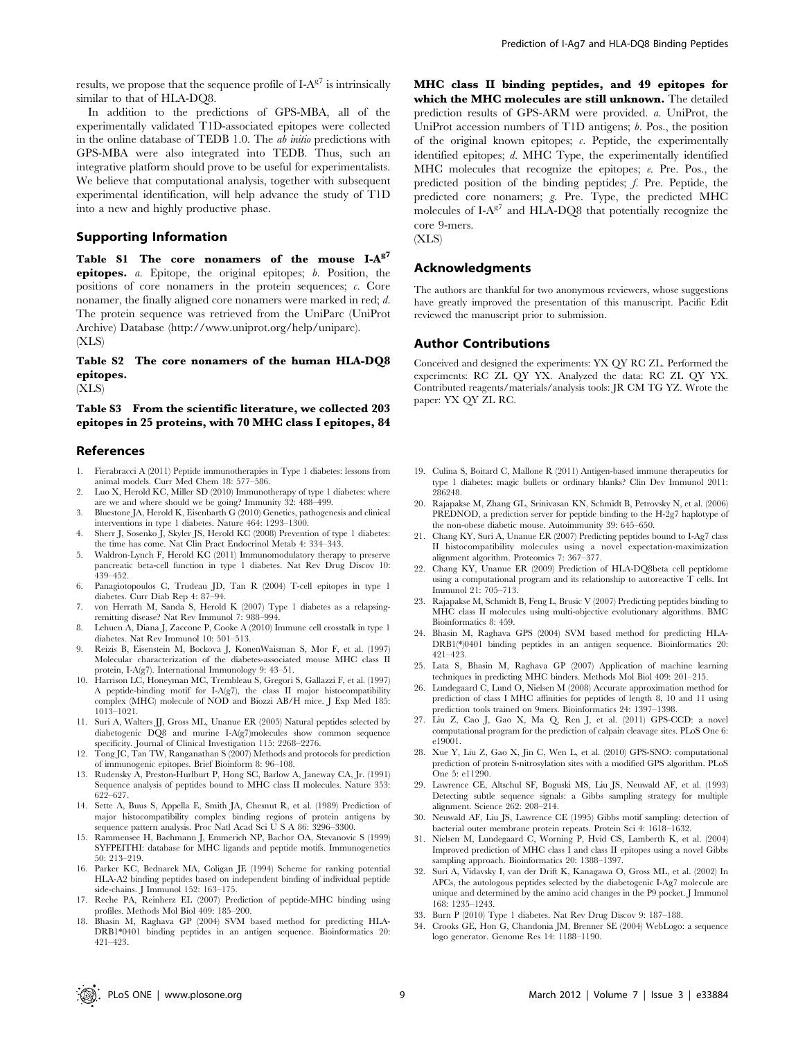results, we propose that the sequence profile of I-A$^{g7}$ is intrinsically similar to that of HLA-DQ8.

In addition to the predictions of GPS-MBA, all of the experimentally validated T1D-associated epitopes were collected in the online database of TEDB 1.0. The *ab initio* predictions with GPS-MBA were also integrated into TEDB. Thus, such an integrative platform should prove to be useful for experimentalists. We believe that computational analysis, together with subsequent experimental identification, will help advance the study of T1D into a new and highly productive phase.

## Supporting Information

**Table S1 The core nonamers of the mouse I-A$^{g7}$ epitopes.** *a.* Epitope, the original epitopes; *b.* Position, the positions of core nonamers in the protein sequences; *c.* Core nonamer, the finally aligned core nonamers were marked in red; *d.* The protein sequence was retrieved from the UniParc (UniProt Archive) Database (http://www.uniprot.org/help/uniparc).
(XLS)

**Table S2 The core nonamers of the human HLA-DQ8 epitopes.**
(XLS)

**Table S3 From the scientific literature, we collected 203 epitopes in 25 proteins, with 70 MHC class I epitopes, 84 MHC class II binding peptides, and 49 epitopes for which the MHC molecules are still unknown.** The detailed prediction results of GPS-ARM were provided. *a.* UniProt, the UniProt accession numbers of T1D antigens; *b.* Pos., the position of the original known epitopes; *c.* Peptide, the experimentally identified epitopes; *d.* MHC Type, the experimentally identified MHC molecules that recognize the epitopes; *e.* Pre. Pos., the predicted position of the binding peptides; *f.* Pre. Peptide, the predicted core nonamers; *g.* Pre. Type, the predicted MHC molecules of I-A$^{g7}$ and HLA-DQ8 that potentially recognize the core 9-mers.
(XLS)

## Acknowledgments

The authors are thankful for two anonymous reviewers, whose suggestions have greatly improved the presentation of this manuscript. Pacific Edit reviewed the manuscript prior to submission.

## Author Contributions

Conceived and designed the experiments: YX QY RC ZL. Performed the experiments: RC ZL QY YX. Analyzed the data: RC ZL QY YX. Contributed reagents/materials/analysis tools: JR CM TG YZ. Wrote the paper: YX QY ZL RC.

## References

1. Fierabracci A (2011) Peptide immunotherapies in Type 1 diabetes: lessons from animal models. Curr Med Chem 18: 577–586.
2. Luo X, Herold KC, Miller SD (2010) Immunotherapy of type 1 diabetes: where are we and where should we be going? Immunity 32: 488–499.
3. Bluestone JA, Herold K, Eisenbarth G (2010) Genetics, pathogenesis and clinical interventions in type 1 diabetes. Nature 464: 1293–1300.
4. Sherr J, Sosenko J, Skyler JS, Herold KC (2008) Prevention of type 1 diabetes: the time has come. Nat Clin Pract Endocrinol Metab 4: 334–343.
5. Waldron-Lynch F, Herold KC (2011) Immunomodulatory therapy to preserve pancreatic beta-cell function in type 1 diabetes. Nat Rev Drug Discov 10: 439–452.
6. Panagiotopoulos C, Trudeau JD, Tan R (2004) T-cell epitopes in type 1 diabetes. Curr Diab Rep 4: 87–94.
7. von Herrath M, Sanda S, Herold K (2007) Type 1 diabetes as a relapsing-remitting disease? Nat Rev Immunol 7: 988–994.
8. Lehuen A, Diana J, Zaccone P, Cooke A (2010) Immune cell crosstalk in type 1 diabetes. Nat Rev Immunol 10: 501–513.
9. Reizis B, Eisenstein M, Bockova J, KonenWaisman S, Mor F, et al. (1997) Molecular characterization of the diabetes-associated mouse MHC class II protein, I-A(g7). International Immunology 9: 43–51.
10. Harrison LC, Honeyman MC, Trembleau S, Gregori S, Gallazzi F, et al. (1997) A peptide-binding motif for I-A(g7), the class II major histocompatibility complex (MHC) molecule of NOD and Biozzi AB/H mice. J Exp Med 185: 1013–1021.
11. Suri A, Walters JJ, Gross ML, Unanue ER (2005) Natural peptides selected by diabetogenic DQ8 and murine I-A(g7)molecules show common sequence specificity. Journal of Clinical Investigation 115: 2268–2276.
12. Tong JC, Tan TW, Ranganathan S (2007) Methods and protocols for prediction of immunogenic epitopes. Brief Bioinform 8: 96–108.
13. Rudensky A, Preston-Hurlburt P, Hong SC, Barlow A, Janeway CA, Jr. (1991) Sequence analysis of peptides bound to MHC class II molecules. Nature 353: 622–627.
14. Sette A, Buus S, Appella E, Smith JA, Chesnut R, et al. (1989) Prediction of major histocompatibility complex binding regions of protein antigens by sequence pattern analysis. Proc Natl Acad Sci U S A 86: 3296–3300.
15. Rammensee H, Bachmann J, Emmerich NP, Bachor OA, Stevanovic S (1999) SYFPEITHI: database for MHC ligands and peptide motifs. Immunogenetics 50: 213–219.
16. Parker KC, Bednarek MA, Coligan JE (1994) Scheme for ranking potential HLA-A2 binding peptides based on independent binding of individual peptide side-chains. J Immunol 152: 163–175.
17. Reche PA, Reinherz EL (2007) Prediction of peptide-MHC binding using profiles. Methods Mol Biol 409: 185–200.
18. Bhasin M, Raghava GP (2004) SVM based method for predicting HLA-DRB1*0401 binding peptides in an antigen sequence. Bioinformatics 20: 421–423.
19. Culina S, Boitard C, Mallone R (2011) Antigen-based immune therapeutics for type 1 diabetes: magic bullets or ordinary blanks? Clin Dev Immunol 2011: 286248.
20. Rajapakse M, Zhang GL, Srinivasan KN, Schmidt B, Petrovsky N, et al. (2006) PREDNOD, a prediction server for peptide binding to the H-2g7 haplotype of the non-obese diabetic mouse. Autoimmunity 39: 645–650.
21. Chang KY, Suri A, Unanue ER (2007) Predicting peptides bound to I-Ag7 class II histocompatibility molecules using a novel expectation-maximization alignment algorithm. Proteomics 7: 367–377.
22. Chang KY, Unanue ER (2009) Prediction of HLA-DQ8beta cell peptidome using a computational program and its relationship to autoreactive T cells. Int Immunol 21: 705–713.
23. Rajapakse M, Schmidt B, Feng L, Brusic V (2007) Predicting peptides binding to MHC class II molecules using multi-objective evolutionary algorithms. BMC Bioinformatics 8: 459.
24. Bhasin M, Raghava GPS (2004) SVM based method for predicting HLA-DRB1(*)0401 binding peptides in an antigen sequence. Bioinformatics 20: 421–423.
25. Lata S, Bhasin M, Raghava GP (2007) Application of machine learning techniques in predicting MHC binders. Methods Mol Biol 409: 201–215.
26. Lundegaard C, Lund O, Nielsen M (2008) Accurate approximation method for prediction of class I MHC affinities for peptides of length 8, 10 and 11 using prediction tools trained on 9mers. Bioinformatics 24: 1397–1398.
27. Liu Z, Cao J, Gao X, Ma Q, Ren J, et al. (2011) GPS-CCD: a novel computational program for the prediction of calpain cleavage sites. PLoS One 6: e19001.
28. Xue Y, Liu Z, Gao X, Jin C, Wen L, et al. (2010) GPS-SNO: computational prediction of protein S-nitrosylation sites with a modified GPS algorithm. PLoS One 5: e11290.
29. Lawrence CE, Altschul SF, Boguski MS, Liu JS, Neuwald AF, et al. (1993) Detecting subtle sequence signals: a Gibbs sampling strategy for multiple alignment. Science 262: 208–214.
30. Neuwald AF, Liu JS, Lawrence CE (1995) Gibbs motif sampling: detection of bacterial outer membrane protein repeats. Protein Sci 4: 1618–1632.
31. Nielsen M, Lundegaard C, Worning P, Hvid CS, Lamberth K, et al. (2004) Improved prediction of MHC class I and class II epitopes using a novel Gibbs sampling approach. Bioinformatics 20: 1388–1397.
32. Suri A, Vidavsky I, van der Drift K, Kanagawa O, Gross ML, et al. (2002) In APCs, the autologous peptides selected by the diabetogenic I-Ag7 molecule are unique and determined by the amino acid changes in the P9 pocket. J Immunol 168: 1235–1243.
33. Burn P (2010) Type 1 diabetes. Nat Rev Drug Discov 9: 187–188.
34. Crooks GE, Hon G, Chandonia JM, Brenner SE (2004) WebLogo: a sequence logo generator. Genome Res 14: 1188–1190.